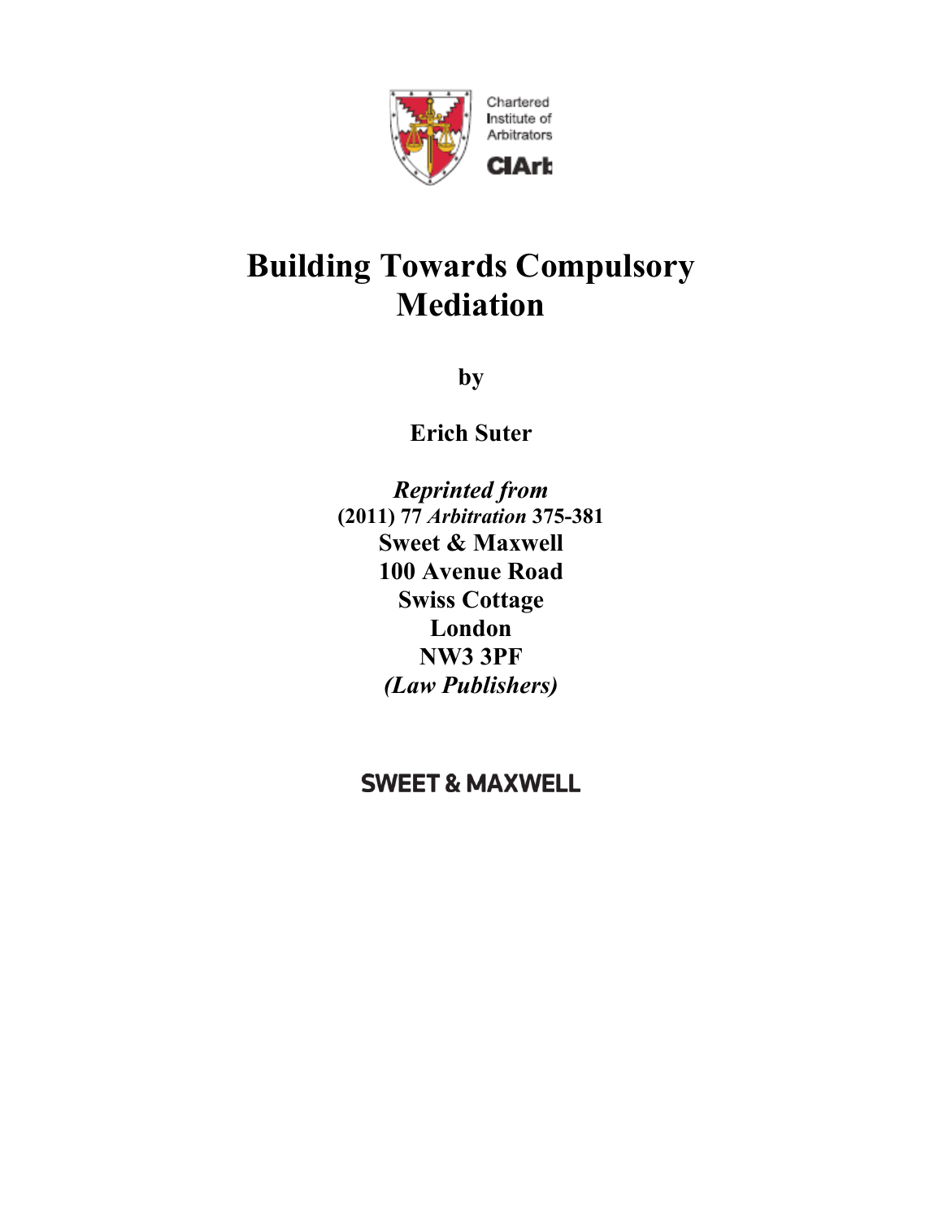Chartered Institute of Arbitrators

CIArb

# Building Towards Compulsory Mediation

**by**

**Erich Suter**

***Reprinted from***
**(2011) 77 *Arbitration* 375-381**
**Sweet & Maxwell**
**100 Avenue Road**
**Swiss Cottage**
**London**
**NW3 3PF**
***(Law Publishers)***

**SWEET & MAXWELL**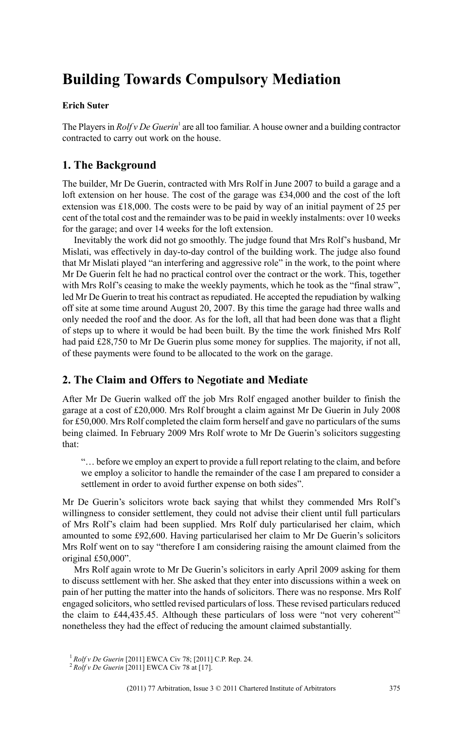# Building Towards Compulsory Mediation

**Erich Suter**

The Players in *Rolf v De Guerin*[1] are all too familiar. A house owner and a building contractor contracted to carry out work on the house.

## 1. The Background

The builder, Mr De Guerin, contracted with Mrs Rolf in June 2007 to build a garage and a loft extension on her house. The cost of the garage was £34,000 and the cost of the loft extension was £18,000. The costs were to be paid by way of an initial payment of 25 per cent of the total cost and the remainder was to be paid in weekly instalments: over 10 weeks for the garage; and over 14 weeks for the loft extension.

Inevitably the work did not go smoothly. The judge found that Mrs Rolf's husband, Mr Mislati, was effectively in day-to-day control of the building work. The judge also found that Mr Mislati played "an interfering and aggressive role" in the work, to the point where Mr De Guerin felt he had no practical control over the contract or the work. This, together with Mrs Rolf's ceasing to make the weekly payments, which he took as the "final straw", led Mr De Guerin to treat his contract as repudiated. He accepted the repudiation by walking off site at some time around August 20, 2007. By this time the garage had three walls and only needed the roof and the door. As for the loft, all that had been done was that a flight of steps up to where it would be had been built. By the time the work finished Mrs Rolf had paid £28,750 to Mr De Guerin plus some money for supplies. The majority, if not all, of these payments were found to be allocated to the work on the garage.

## 2. The Claim and Offers to Negotiate and Mediate

After Mr De Guerin walked off the job Mrs Rolf engaged another builder to finish the garage at a cost of £20,000. Mrs Rolf brought a claim against Mr De Guerin in July 2008 for £50,000. Mrs Rolf completed the claim form herself and gave no particulars of the sums being claimed. In February 2009 Mrs Rolf wrote to Mr De Guerin's solicitors suggesting that:

> "… before we employ an expert to provide a full report relating to the claim, and before we employ a solicitor to handle the remainder of the case I am prepared to consider a settlement in order to avoid further expense on both sides".

Mr De Guerin's solicitors wrote back saying that whilst they commended Mrs Rolf's willingness to consider settlement, they could not advise their client until full particulars of Mrs Rolf's claim had been supplied. Mrs Rolf duly particularised her claim, which amounted to some £92,600. Having particularised her claim to Mr De Guerin's solicitors Mrs Rolf went on to say "therefore I am considering raising the amount claimed from the original £50,000".

Mrs Rolf again wrote to Mr De Guerin's solicitors in early April 2009 asking for them to discuss settlement with her. She asked that they enter into discussions within a week on pain of her putting the matter into the hands of solicitors. There was no response. Mrs Rolf engaged solicitors, who settled revised particulars of loss. These revised particulars reduced the claim to £44,435.45. Although these particulars of loss were "not very coherent"[2] nonetheless they had the effect of reducing the amount claimed substantially.

[1] *Rolf v De Guerin* [2011] EWCA Civ 78; [2011] C.P. Rep. 24.

[2] *Rolf v De Guerin* [2011] EWCA Civ 78 at [17].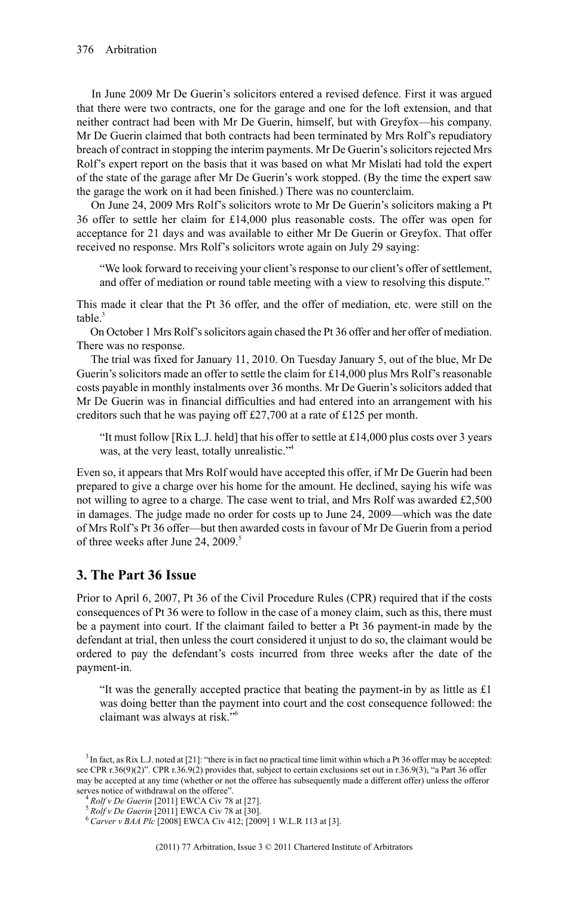In June 2009 Mr De Guerin's solicitors entered a revised defence. First it was argued that there were two contracts, one for the garage and one for the loft extension, and that neither contract had been with Mr De Guerin, himself, but with Greyfox—his company. Mr De Guerin claimed that both contracts had been terminated by Mrs Rolf's repudiatory breach of contract in stopping the interim payments. Mr De Guerin's solicitors rejected Mrs Rolf's expert report on the basis that it was based on what Mr Mislati had told the expert of the state of the garage after Mr De Guerin's work stopped. (By the time the expert saw the garage the work on it had been finished.) There was no counterclaim.

On June 24, 2009 Mrs Rolf's solicitors wrote to Mr De Guerin's solicitors making a Pt 36 offer to settle her claim for £14,000 plus reasonable costs. The offer was open for acceptance for 21 days and was available to either Mr De Guerin or Greyfox. That offer received no response. Mrs Rolf's solicitors wrote again on July 29 saying:

> "We look forward to receiving your client's response to our client's offer of settlement, and offer of mediation or round table meeting with a view to resolving this dispute."

This made it clear that the Pt 36 offer, and the offer of mediation, etc. were still on the table.[3]

On October 1 Mrs Rolf's solicitors again chased the Pt 36 offer and her offer of mediation. There was no response.

The trial was fixed for January 11, 2010. On Tuesday January 5, out of the blue, Mr De Guerin's solicitors made an offer to settle the claim for £14,000 plus Mrs Rolf's reasonable costs payable in monthly instalments over 36 months. Mr De Guerin's solicitors added that Mr De Guerin was in financial difficulties and had entered into an arrangement with his creditors such that he was paying off £27,700 at a rate of £125 per month.

> "It must follow [Rix L.J. held] that his offer to settle at £14,000 plus costs over 3 years was, at the very least, totally unrealistic."[4]

Even so, it appears that Mrs Rolf would have accepted this offer, if Mr De Guerin had been prepared to give a charge over his home for the amount. He declined, saying his wife was not willing to agree to a charge. The case went to trial, and Mrs Rolf was awarded £2,500 in damages. The judge made no order for costs up to June 24, 2009—which was the date of Mrs Rolf's Pt 36 offer—but then awarded costs in favour of Mr De Guerin from a period of three weeks after June 24, 2009.[5]

## 3. The Part 36 Issue

Prior to April 6, 2007, Pt 36 of the Civil Procedure Rules (CPR) required that if the costs consequences of Pt 36 were to follow in the case of a money claim, such as this, there must be a payment into court. If the claimant failed to better a Pt 36 payment-in made by the defendant at trial, then unless the court considered it unjust to do so, the claimant would be ordered to pay the defendant's costs incurred from three weeks after the date of the payment-in.

> "It was the generally accepted practice that beating the payment-in by as little as £1 was doing better than the payment into court and the cost consequence followed: the claimant was always at risk."[6]

---

[3] In fact, as Rix L.J. noted at [21]: "there is in fact no practical time limit within which a Pt 36 offer may be accepted: see CPR r.36(9)(2)". CPR r.36.9(2) provides that, subject to certain exclusions set out in r.36.9(3), "a Part 36 offer may be accepted at any time (whether or not the offeree has subsequently made a different offer) unless the offeror serves notice of withdrawal on the offeree".

[4] *Rolf v De Guerin* [2011] EWCA Civ 78 at [27].

[5] *Rolf v De Guerin* [2011] EWCA Civ 78 at [30].

[6] *Carver v BAA Plc* [2008] EWCA Civ 412; [2009] 1 W.L.R 113 at [3].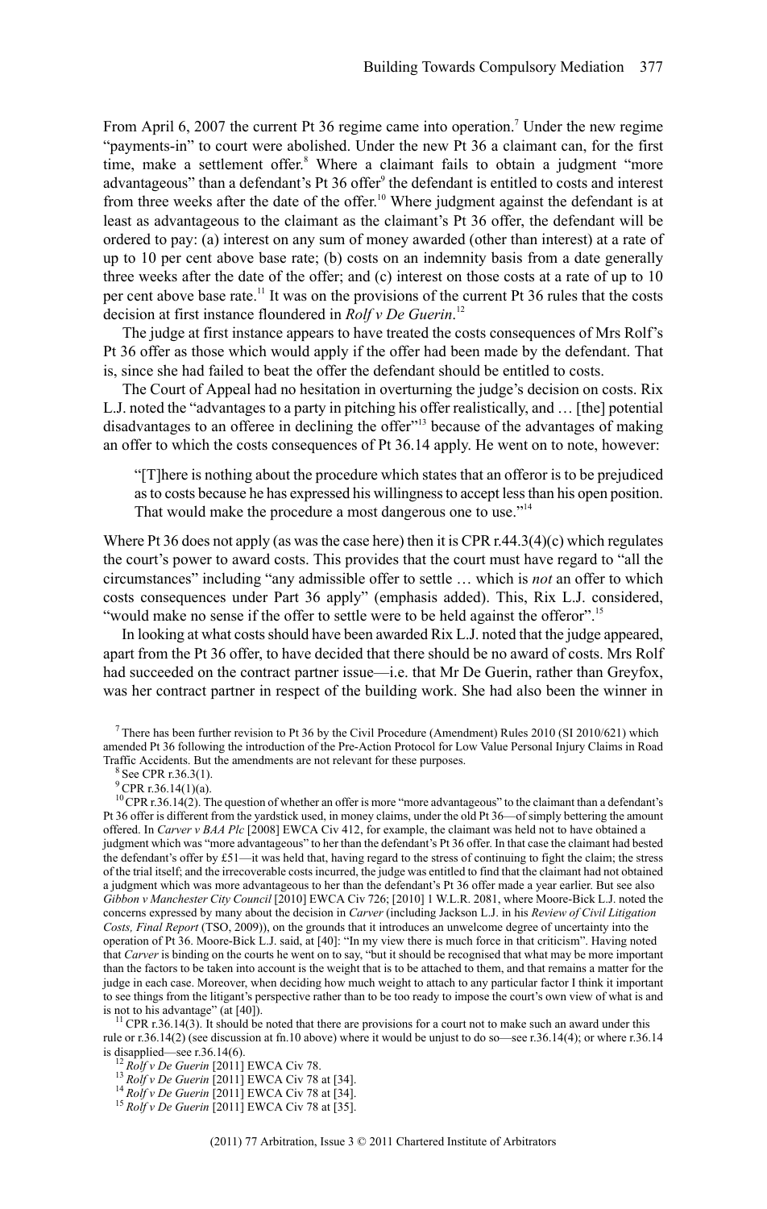From April 6, 2007 the current Pt 36 regime came into operation.[7] Under the new regime "payments-in" to court were abolished. Under the new Pt 36 a claimant can, for the first time, make a settlement offer.[8] Where a claimant fails to obtain a judgment "more advantageous" than a defendant's Pt 36 offer[9] the defendant is entitled to costs and interest from three weeks after the date of the offer.[10] Where judgment against the defendant is at least as advantageous to the claimant as the claimant's Pt 36 offer, the defendant will be ordered to pay: (a) interest on any sum of money awarded (other than interest) at a rate of up to 10 per cent above base rate; (b) costs on an indemnity basis from a date generally three weeks after the date of the offer; and (c) interest on those costs at a rate of up to 10 per cent above base rate.[11] It was on the provisions of the current Pt 36 rules that the costs decision at first instance floundered in *Rolf v De Guerin*.[12]

The judge at first instance appears to have treated the costs consequences of Mrs Rolf's Pt 36 offer as those which would apply if the offer had been made by the defendant. That is, since she had failed to beat the offer the defendant should be entitled to costs.

The Court of Appeal had no hesitation in overturning the judge's decision on costs. Rix L.J. noted the "advantages to a party in pitching his offer realistically, and … [the] potential disadvantages to an offeree in declining the offer"[13] because of the advantages of making an offer to which the costs consequences of Pt 36.14 apply. He went on to note, however:

> "[T]here is nothing about the procedure which states that an offeror is to be prejudiced as to costs because he has expressed his willingness to accept less than his open position. That would make the procedure a most dangerous one to use."[14]

Where Pt 36 does not apply (as was the case here) then it is CPR r.44.3(4)(c) which regulates the court's power to award costs. This provides that the court must have regard to "all the circumstances" including "any admissible offer to settle … which is *not* an offer to which costs consequences under Part 36 apply" (emphasis added). This, Rix L.J. considered, "would make no sense if the offer to settle were to be held against the offeror".[15]

In looking at what costs should have been awarded Rix L.J. noted that the judge appeared, apart from the Pt 36 offer, to have decided that there should be no award of costs. Mrs Rolf had succeeded on the contract partner issue—i.e. that Mr De Guerin, rather than Greyfox, was her contract partner in respect of the building work. She had also been the winner in

---

[7] There has been further revision to Pt 36 by the Civil Procedure (Amendment) Rules 2010 (SI 2010/621) which amended Pt 36 following the introduction of the Pre-Action Protocol for Low Value Personal Injury Claims in Road Traffic Accidents. But the amendments are not relevant for these purposes.

[8] See CPR r.36.3(1).

[9] CPR r.36.14(1)(a).

[10] CPR r.36.14(2). The question of whether an offer is more "more advantageous" to the claimant than a defendant's Pt 36 offer is different from the yardstick used, in money claims, under the old Pt 36—of simply bettering the amount offered. In *Carver v BAA Plc* [2008] EWCA Civ 412, for example, the claimant was held not to have obtained a judgment which was "more advantageous" to her than the defendant's Pt 36 offer. In that case the claimant had bested the defendant's offer by £51—it was held that, having regard to the stress of continuing to fight the claim; the stress of the trial itself; and the irrecoverable costs incurred, the judge was entitled to find that the claimant had not obtained a judgment which was more advantageous to her than the defendant's Pt 36 offer made a year earlier. But see also *Gibbon v Manchester City Council* [2010] EWCA Civ 726; [2010] 1 W.L.R. 2081, where Moore-Bick L.J. noted the concerns expressed by many about the decision in *Carver* (including Jackson L.J. in his *Review of Civil Litigation Costs, Final Report* (TSO, 2009)), on the grounds that it introduces an unwelcome degree of uncertainty into the operation of Pt 36. Moore-Bick L.J. said, at [40]: "In my view there is much force in that criticism". Having noted that *Carver* is binding on the courts he went on to say, "but it should be recognised that what may be more important than the factors to be taken into account is the weight that is to be attached to them, and that remains a matter for the judge in each case. Moreover, when deciding how much weight to attach to any particular factor I think it important to see things from the litigant's perspective rather than to be too ready to impose the court's own view of what is and is not to his advantage" (at [40]).

[11] CPR r.36.14(3). It should be noted that there are provisions for a court not to make such an award under this rule or r.36.14(2) (see discussion at fn.10 above) where it would be unjust to do so—see r.36.14(4); or where r.36.14 is disapplied—see r.36.14(6).

[12] *Rolf v De Guerin* [2011] EWCA Civ 78.

[13] *Rolf v De Guerin* [2011] EWCA Civ 78 at [34].

[14] *Rolf v De Guerin* [2011] EWCA Civ 78 at [34].

[15] *Rolf v De Guerin* [2011] EWCA Civ 78 at [35].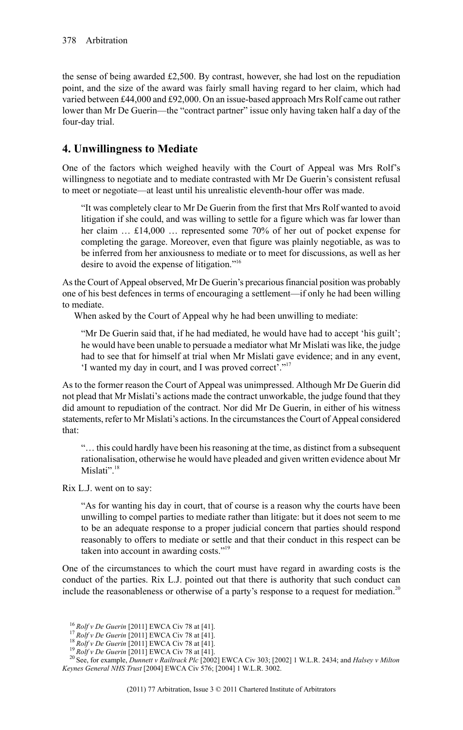the sense of being awarded £2,500. By contrast, however, she had lost on the repudiation point, and the size of the award was fairly small having regard to her claim, which had varied between £44,000 and £92,000. On an issue-based approach Mrs Rolf came out rather lower than Mr De Guerin—the "contract partner" issue only having taken half a day of the four-day trial.

## 4. Unwillingness to Mediate

One of the factors which weighed heavily with the Court of Appeal was Mrs Rolf's willingness to negotiate and to mediate contrasted with Mr De Guerin's consistent refusal to meet or negotiate—at least until his unrealistic eleventh-hour offer was made.

> "It was completely clear to Mr De Guerin from the first that Mrs Rolf wanted to avoid litigation if she could, and was willing to settle for a figure which was far lower than her claim … £14,000 … represented some 70% of her out of pocket expense for completing the garage. Moreover, even that figure was plainly negotiable, as was to be inferred from her anxiousness to mediate or to meet for discussions, as well as her desire to avoid the expense of litigation."[16]

As the Court of Appeal observed, Mr De Guerin's precarious financial position was probably one of his best defences in terms of encouraging a settlement—if only he had been willing to mediate.

When asked by the Court of Appeal why he had been unwilling to mediate:

> "Mr De Guerin said that, if he had mediated, he would have had to accept 'his guilt'; he would have been unable to persuade a mediator what Mr Mislati was like, the judge had to see that for himself at trial when Mr Mislati gave evidence; and in any event, 'I wanted my day in court, and I was proved correct'."[17]

As to the former reason the Court of Appeal was unimpressed. Although Mr De Guerin did not plead that Mr Mislati's actions made the contract unworkable, the judge found that they did amount to repudiation of the contract. Nor did Mr De Guerin, in either of his witness statements, refer to Mr Mislati's actions. In the circumstances the Court of Appeal considered that:

> "… this could hardly have been his reasoning at the time, as distinct from a subsequent rationalisation, otherwise he would have pleaded and given written evidence about Mr Mislati".[18]

Rix L.J. went on to say:

> "As for wanting his day in court, that of course is a reason why the courts have been unwilling to compel parties to mediate rather than litigate: but it does not seem to me to be an adequate response to a proper judicial concern that parties should respond reasonably to offers to mediate or settle and that their conduct in this respect can be taken into account in awarding costs."[19]

One of the circumstances to which the court must have regard in awarding costs is the conduct of the parties. Rix L.J. pointed out that there is authority that such conduct can include the reasonableness or otherwise of a party's response to a request for mediation.[20]

---

[16] *Rolf v De Guerin* [2011] EWCA Civ 78 at [41].

[17] *Rolf v De Guerin* [2011] EWCA Civ 78 at [41].

[18] *Rolf v De Guerin* [2011] EWCA Civ 78 at [41].

[19] *Rolf v De Guerin* [2011] EWCA Civ 78 at [41].

[20] See, for example, *Dunnett v Railtrack Plc* [2002] EWCA Civ 303; [2002] 1 W.L.R. 2434; and *Halsey v Milton Keynes General NHS Trust* [2004] EWCA Civ 576; [2004] 1 W.L.R. 3002.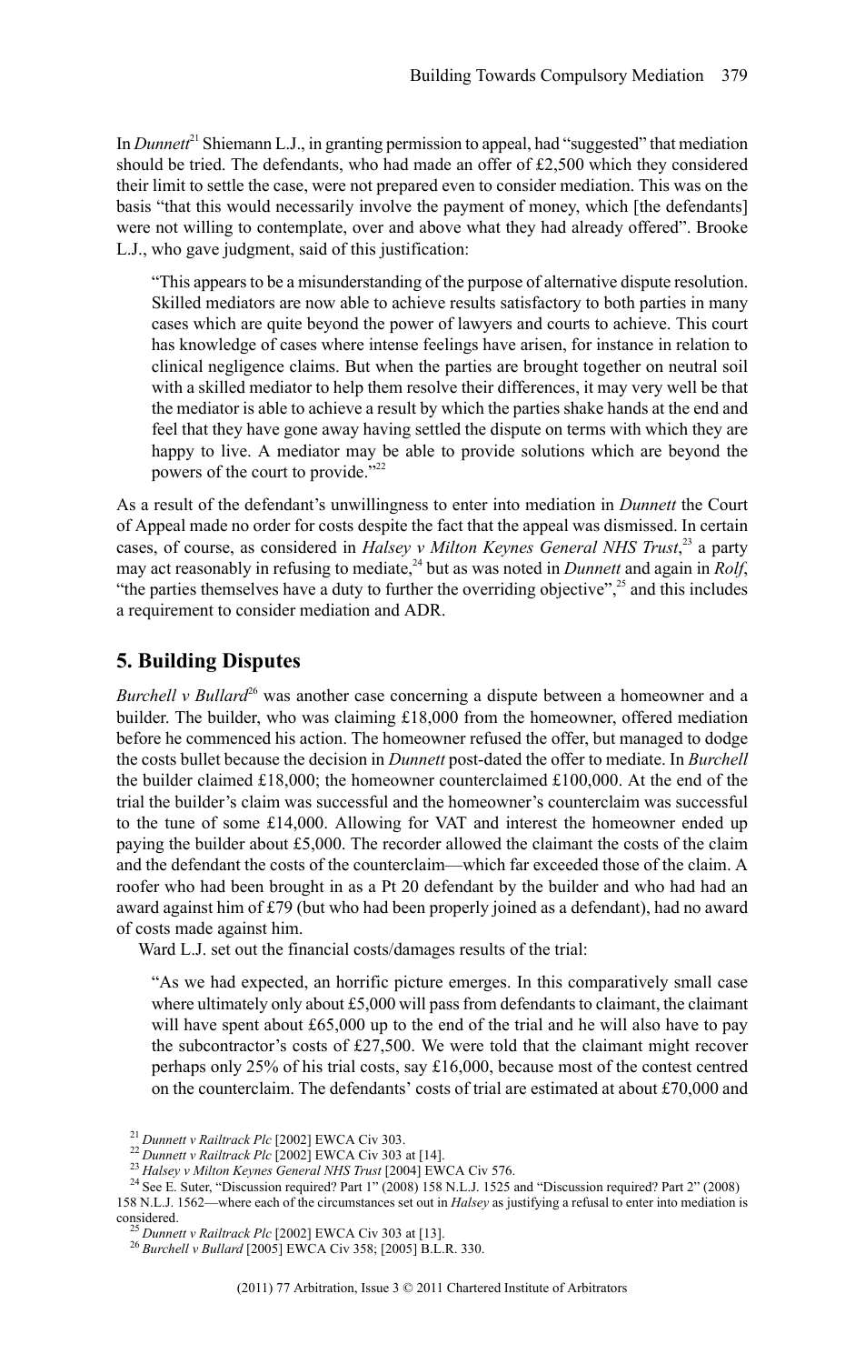In *Dunnett*[21] Shiemann L.J., in granting permission to appeal, had "suggested" that mediation should be tried. The defendants, who had made an offer of £2,500 which they considered their limit to settle the case, were not prepared even to consider mediation. This was on the basis "that this would necessarily involve the payment of money, which [the defendants] were not willing to contemplate, over and above what they had already offered". Brooke L.J., who gave judgment, said of this justification:

> "This appears to be a misunderstanding of the purpose of alternative dispute resolution. Skilled mediators are now able to achieve results satisfactory to both parties in many cases which are quite beyond the power of lawyers and courts to achieve. This court has knowledge of cases where intense feelings have arisen, for instance in relation to clinical negligence claims. But when the parties are brought together on neutral soil with a skilled mediator to help them resolve their differences, it may very well be that the mediator is able to achieve a result by which the parties shake hands at the end and feel that they have gone away having settled the dispute on terms with which they are happy to live. A mediator may be able to provide solutions which are beyond the powers of the court to provide."[22]

As a result of the defendant's unwillingness to enter into mediation in *Dunnett* the Court of Appeal made no order for costs despite the fact that the appeal was dismissed. In certain cases, of course, as considered in *Halsey v Milton Keynes General NHS Trust*,[23] a party may act reasonably in refusing to mediate,[24] but as was noted in *Dunnett* and again in *Rolf*, "the parties themselves have a duty to further the overriding objective",[25] and this includes a requirement to consider mediation and ADR.

## 5. Building Disputes

*Burchell v Bullard*[26] was another case concerning a dispute between a homeowner and a builder. The builder, who was claiming £18,000 from the homeowner, offered mediation before he commenced his action. The homeowner refused the offer, but managed to dodge the costs bullet because the decision in *Dunnett* post-dated the offer to mediate. In *Burchell* the builder claimed £18,000; the homeowner counterclaimed £100,000. At the end of the trial the builder's claim was successful and the homeowner's counterclaim was successful to the tune of some £14,000. Allowing for VAT and interest the homeowner ended up paying the builder about £5,000. The recorder allowed the claimant the costs of the claim and the defendant the costs of the counterclaim—which far exceeded those of the claim. A roofer who had been brought in as a Pt 20 defendant by the builder and who had had an award against him of £79 (but who had been properly joined as a defendant), had no award of costs made against him.

Ward L.J. set out the financial costs/damages results of the trial:

> "As we had expected, an horrific picture emerges. In this comparatively small case where ultimately only about £5,000 will pass from defendants to claimant, the claimant will have spent about £65,000 up to the end of the trial and he will also have to pay the subcontractor's costs of £27,500. We were told that the claimant might recover perhaps only 25% of his trial costs, say £16,000, because most of the contest centred on the counterclaim. The defendants' costs of trial are estimated at about £70,000 and

[21] *Dunnett v Railtrack Plc* [2002] EWCA Civ 303.

[22] *Dunnett v Railtrack Plc* [2002] EWCA Civ 303 at [14].

[23] *Halsey v Milton Keynes General NHS Trust* [2004] EWCA Civ 576.

[24] See E. Suter, "Discussion required? Part 1" (2008) 158 N.L.J. 1525 and "Discussion required? Part 2" (2008) 158 N.L.J. 1562—where each of the circumstances set out in *Halsey* as justifying a refusal to enter into mediation is considered.

[25] *Dunnett v Railtrack Plc* [2002] EWCA Civ 303 at [13].

[26] *Burchell v Bullard* [2005] EWCA Civ 358; [2005] B.L.R. 330.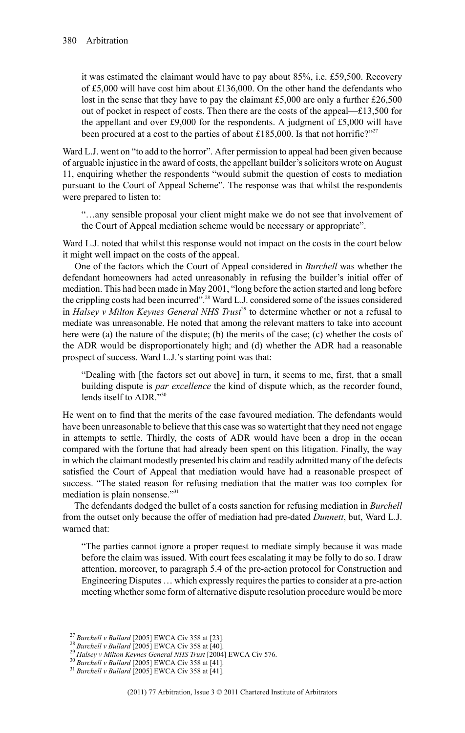> it was estimated the claimant would have to pay about 85%, i.e. £59,500. Recovery of £5,000 will have cost him about £136,000. On the other hand the defendants who lost in the sense that they have to pay the claimant £5,000 are only a further £26,500 out of pocket in respect of costs. Then there are the costs of the appeal—£13,500 for the appellant and over £9,000 for the respondents. A judgment of £5,000 will have been procured at a cost to the parties of about £185,000. Is that not horrific?"[27]

Ward L.J. went on "to add to the horror". After permission to appeal had been given because of arguable injustice in the award of costs, the appellant builder's solicitors wrote on August 11, enquiring whether the respondents "would submit the question of costs to mediation pursuant to the Court of Appeal Scheme". The response was that whilst the respondents were prepared to listen to:

> "…any sensible proposal your client might make we do not see that involvement of the Court of Appeal mediation scheme would be necessary or appropriate".

Ward L.J. noted that whilst this response would not impact on the costs in the court below it might well impact on the costs of the appeal.

One of the factors which the Court of Appeal considered in *Burchell* was whether the defendant homeowners had acted unreasonably in refusing the builder's initial offer of mediation. This had been made in May 2001, "long before the action started and long before the crippling costs had been incurred".[28] Ward L.J. considered some of the issues considered in *Halsey v Milton Keynes General NHS Trust*[29] to determine whether or not a refusal to mediate was unreasonable. He noted that among the relevant matters to take into account here were (a) the nature of the dispute; (b) the merits of the case; (c) whether the costs of the ADR would be disproportionately high; and (d) whether the ADR had a reasonable prospect of success. Ward L.J.'s starting point was that:

> "Dealing with [the factors set out above] in turn, it seems to me, first, that a small building dispute is *par excellence* the kind of dispute which, as the recorder found, lends itself to ADR."[30]

He went on to find that the merits of the case favoured mediation. The defendants would have been unreasonable to believe that this case was so watertight that they need not engage in attempts to settle. Thirdly, the costs of ADR would have been a drop in the ocean compared with the fortune that had already been spent on this litigation. Finally, the way in which the claimant modestly presented his claim and readily admitted many of the defects satisfied the Court of Appeal that mediation would have had a reasonable prospect of success. "The stated reason for refusing mediation that the matter was too complex for mediation is plain nonsense."[31]

The defendants dodged the bullet of a costs sanction for refusing mediation in *Burchell* from the outset only because the offer of mediation had pre-dated *Dunnett*, but, Ward L.J. warned that:

> "The parties cannot ignore a proper request to mediate simply because it was made before the claim was issued. With court fees escalating it may be folly to do so. I draw attention, moreover, to paragraph 5.4 of the pre-action protocol for Construction and Engineering Disputes … which expressly requires the parties to consider at a pre-action meeting whether some form of alternative dispute resolution procedure would be more

---

[27] *Burchell v Bullard* [2005] EWCA Civ 358 at [23].

[28] *Burchell v Bullard* [2005] EWCA Civ 358 at [40].

[29] *Halsey v Milton Keynes General NHS Trust* [2004] EWCA Civ 576.

[30] *Burchell v Bullard* [2005] EWCA Civ 358 at [41].

[31] *Burchell v Bullard* [2005] EWCA Civ 358 at [41].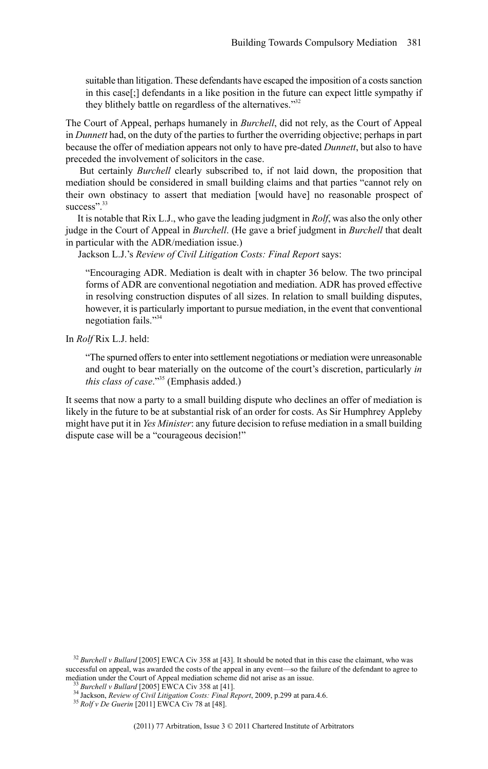suitable than litigation. These defendants have escaped the imposition of a costs sanction in this case[;] defendants in a like position in the future can expect little sympathy if they blithely battle on regardless of the alternatives."[32]

The Court of Appeal, perhaps humanely in *Burchell*, did not rely, as the Court of Appeal in *Dunnett* had, on the duty of the parties to further the overriding objective; perhaps in part because the offer of mediation appears not only to have pre-dated *Dunnett*, but also to have preceded the involvement of solicitors in the case.

But certainly *Burchell* clearly subscribed to, if not laid down, the proposition that mediation should be considered in small building claims and that parties "cannot rely on their own obstinacy to assert that mediation [would have] no reasonable prospect of success".[33]

It is notable that Rix L.J., who gave the leading judgment in *Rolf*, was also the only other judge in the Court of Appeal in *Burchell*. (He gave a brief judgment in *Burchell* that dealt in particular with the ADR/mediation issue.)

Jackson L.J.'s *Review of Civil Litigation Costs: Final Report* says:

> "Encouraging ADR. Mediation is dealt with in chapter 36 below. The two principal forms of ADR are conventional negotiation and mediation. ADR has proved effective in resolving construction disputes of all sizes. In relation to small building disputes, however, it is particularly important to pursue mediation, in the event that conventional negotiation fails."[34]

In *Rolf* Rix L.J. held:

> "The spurned offers to enter into settlement negotiations or mediation were unreasonable and ought to bear materially on the outcome of the court's discretion, particularly *in this class of case*."[35] (Emphasis added.)

It seems that now a party to a small building dispute who declines an offer of mediation is likely in the future to be at substantial risk of an order for costs. As Sir Humphrey Appleby might have put it in *Yes Minister*: any future decision to refuse mediation in a small building dispute case will be a "courageous decision!"

---

[32] *Burchell v Bullard* [2005] EWCA Civ 358 at [43]. It should be noted that in this case the claimant, who was successful on appeal, was awarded the costs of the appeal in any event—so the failure of the defendant to agree to mediation under the Court of Appeal mediation scheme did not arise as an issue.

[33] *Burchell v Bullard* [2005] EWCA Civ 358 at [41].

[34] Jackson, *Review of Civil Litigation Costs: Final Report*, 2009, p.299 at para.4.6.

[35] *Rolf v De Guerin* [2011] EWCA Civ 78 at [48].